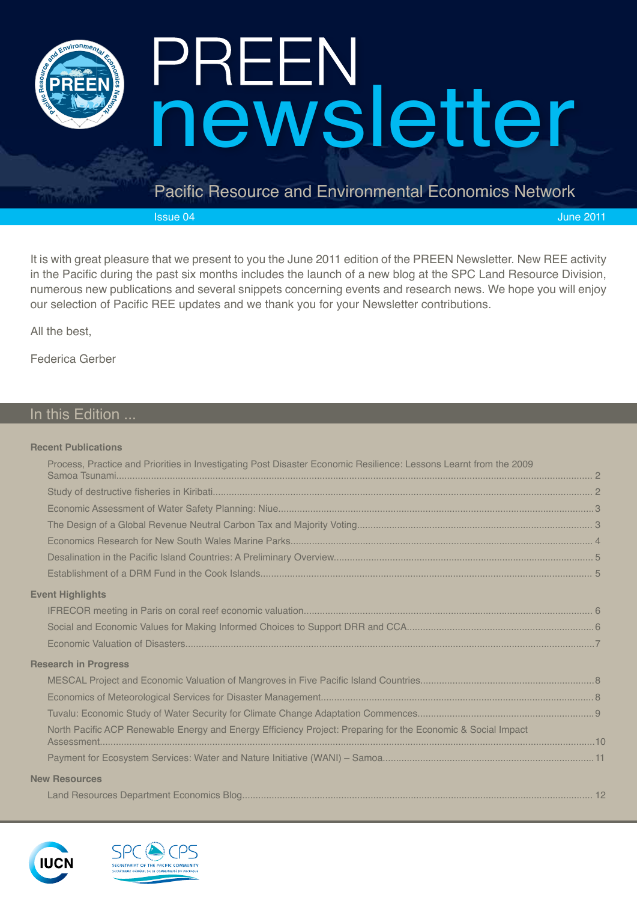# PREEN newsletter

## Pacific Resource and Environmental Economics Network

Issue 04 June 2011

It is with great pleasure that we present to you the June 2011 edition of the PREEN Newsletter. New REE activity in the Pacific during the past six months includes the launch of a new blog at the SPC Land Resource Division, numerous new publications and several snippets concerning events and research news. We hope you will enjoy our selection of Pacific REE updates and we thank you for your Newsletter contributions.

All the best,

Federica Gerber

## In this Edition ...

**Recent Publications**

- Process, Practice and Priorities in Investigating Post Disaster Economic Resilience: Lessons Learnt from the 2009 Samoa Tsunami ..... 2
- Study of destructive fisheries in Kiribati ..... 2
- Economic Assessment of Water Safety Planning: Niue ..... 3
- The Design of a Global Revenue Neutral Carbon Tax and Majority Voting ..... 3
- Economics Research for New South Wales Marine Parks ..... 4
- Desalination in the Pacific Island Countries: A Preliminary Overview ..... 5
- Establishment of a DRM Fund in the Cook Islands ..... 5

**Event Highlights**

- IFRECOR meeting in Paris on coral reef economic valuation ..... 6
- Social and Economic Values for Making Informed Choices to Support DRR and CCA ..... 6
- Economic Valuation of Disasters ..... 7

**Research in Progress**

- MESCAL Project and Economic Valuation of Mangroves in Five Pacific Island Countries ..... 8
- Economics of Meteorological Services for Disaster Management ..... 8
- Tuvalu: Economic Study of Water Security for Climate Change Adaptation Commences ..... 9
- North Pacific ACP Renewable Energy and Energy Efficiency Project: Preparing for the Economic & Social Impact Assessment ..... 10
- Payment for Ecosystem Services: Water and Nature Initiative (WANI) – Samoa ..... 11

**New Resources**

- Land Resources Department Economics Blog ..... 12

IUCN

SPC CPS — Secretariat of the Pacific Community / Secrétariat général de la Communauté du Pacifique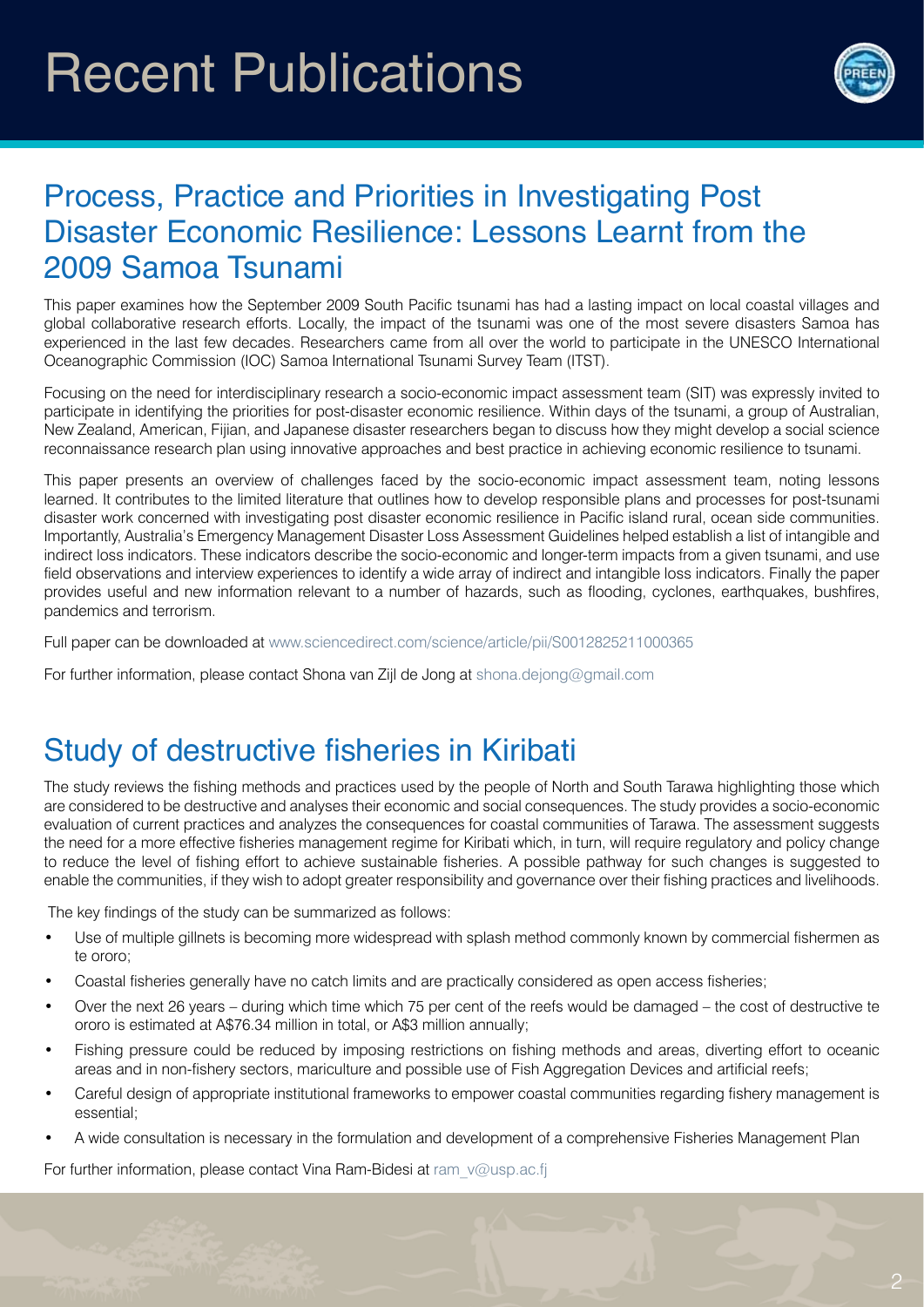# Recent Publications

## Process, Practice and Priorities in Investigating Post Disaster Economic Resilience: Lessons Learnt from the 2009 Samoa Tsunami

This paper examines how the September 2009 South Pacific tsunami has had a lasting impact on local coastal villages and global collaborative research efforts. Locally, the impact of the tsunami was one of the most severe disasters Samoa has experienced in the last few decades. Researchers came from all over the world to participate in the UNESCO International Oceanographic Commission (IOC) Samoa International Tsunami Survey Team (ITST).

Focusing on the need for interdisciplinary research a socio-economic impact assessment team (SIT) was expressly invited to participate in identifying the priorities for post-disaster economic resilience. Within days of the tsunami, a group of Australian, New Zealand, American, Fijian, and Japanese disaster researchers began to discuss how they might develop a social science reconnaissance research plan using innovative approaches and best practice in achieving economic resilience to tsunami.

This paper presents an overview of challenges faced by the socio-economic impact assessment team, noting lessons learned. It contributes to the limited literature that outlines how to develop responsible plans and processes for post-tsunami disaster work concerned with investigating post disaster economic resilience in Pacific island rural, ocean side communities. Importantly, Australia's Emergency Management Disaster Loss Assessment Guidelines helped establish a list of intangible and indirect loss indicators. These indicators describe the socio-economic and longer-term impacts from a given tsunami, and use field observations and interview experiences to identify a wide array of indirect and intangible loss indicators. Finally the paper provides useful and new information relevant to a number of hazards, such as flooding, cyclones, earthquakes, bushfires, pandemics and terrorism.

Full paper can be downloaded at www.sciencedirect.com/science/article/pii/S0012825211000365

For further information, please contact Shona van Zijl de Jong at shona.dejong@gmail.com

## Study of destructive fisheries in Kiribati

The study reviews the fishing methods and practices used by the people of North and South Tarawa highlighting those which are considered to be destructive and analyses their economic and social consequences. The study provides a socio-economic evaluation of current practices and analyzes the consequences for coastal communities of Tarawa. The assessment suggests the need for a more effective fisheries management regime for Kiribati which, in turn, will require regulatory and policy change to reduce the level of fishing effort to achieve sustainable fisheries. A possible pathway for such changes is suggested to enable the communities, if they wish to adopt greater responsibility and governance over their fishing practices and livelihoods.

The key findings of the study can be summarized as follows:

- Use of multiple gillnets is becoming more widespread with splash method commonly known by commercial fishermen as te ororo;
- Coastal fisheries generally have no catch limits and are practically considered as open access fisheries;
- Over the next 26 years – during which time which 75 per cent of the reefs would be damaged – the cost of destructive te ororo is estimated at A$76.34 million in total, or A$3 million annually;
- Fishing pressure could be reduced by imposing restrictions on fishing methods and areas, diverting effort to oceanic areas and in non-fishery sectors, mariculture and possible use of Fish Aggregation Devices and artificial reefs;
- Careful design of appropriate institutional frameworks to empower coastal communities regarding fishery management is essential;
- A wide consultation is necessary in the formulation and development of a comprehensive Fisheries Management Plan

For further information, please contact Vina Ram-Bidesi at ram_v@usp.ac.fj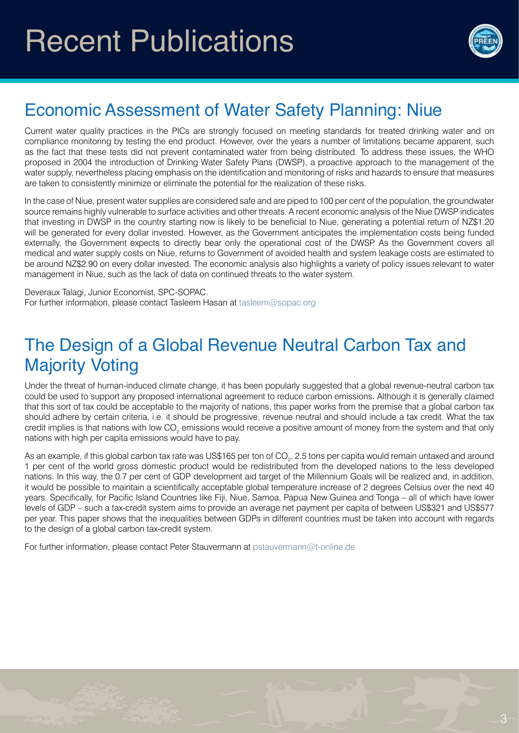# Recent Publications

## Economic Assessment of Water Safety Planning: Niue

Current water quality practices in the PICs are strongly focused on meeting standards for treated drinking water and on compliance monitoring by testing the end product. However, over the years a number of limitations became apparent, such as the fact that these tests did not prevent contaminated water from being distributed. To address these issues, the WHO proposed in 2004 the introduction of Drinking Water Safety Plans (DWSP), a proactive approach to the management of the water supply, nevertheless placing emphasis on the identification and monitoring of risks and hazards to ensure that measures are taken to consistently minimize or eliminate the potential for the realization of these risks.

In the case of Niue, present water supplies are considered safe and are piped to 100 per cent of the population, the groundwater source remains highly vulnerable to surface activities and other threats. A recent economic analysis of the Niue DWSP indicates that investing in DWSP in the country starting now is likely to be beneficial to Niue, generating a potential return of NZ$1.20 will be generated for every dollar invested. However, as the Government anticipates the implementation costs being funded externally, the Government expects to directly bear only the operational cost of the DWSP. As the Government covers all medical and water supply costs on Niue, returns to Government of avoided health and system leakage costs are estimated to be around NZ$2.90 on every dollar invested. The economic analysis also highlights a variety of policy issues relevant to water management in Niue, such as the lack of data on continued threats to the water system.

Deveraux Talagi, Junior Economist, SPC-SOPAC.
For further information, please contact Tasleem Hasan at tasleem@sopac.org

## The Design of a Global Revenue Neutral Carbon Tax and Majority Voting

Under the threat of human-induced climate change, it has been popularly suggested that a global revenue-neutral carbon tax could be used to support any proposed international agreement to reduce carbon emissions. Although it is generally claimed that this sort of tax could be acceptable to the majority of nations, this paper works from the premise that a global carbon tax should adhere by certain criteria, i.e. it should be progressive, revenue neutral and should include a tax credit. What the tax credit implies is that nations with low $CO_2$ emissions would receive a positive amount of money from the system and that only nations with high per capita emissions would have to pay.

As an example, if this global carbon tax rate was US$165 per ton of $CO_2$, 2.5 tons per capita would remain untaxed and around 1 per cent of the world gross domestic product would be redistributed from the developed nations to the less developed nations. In this way, the 0.7 per cent of GDP development aid target of the Millennium Goals will be realized and, in addition, it would be possible to maintain a scientifically acceptable global temperature increase of 2 degrees Celsius over the next 40 years. Specifically, for Pacific Island Countries like Fiji, Niue, Samoa, Papua New Guinea and Tonga – all of which have lower levels of GDP – such a tax-credit system aims to provide an average net payment per capita of between US$321 and US$577 per year. This paper shows that the inequalities between GDPs in different countries must be taken into account with regards to the design of a global carbon tax-credit system.

For further information, please contact Peter Stauvermann at pstauvermann@t-online.de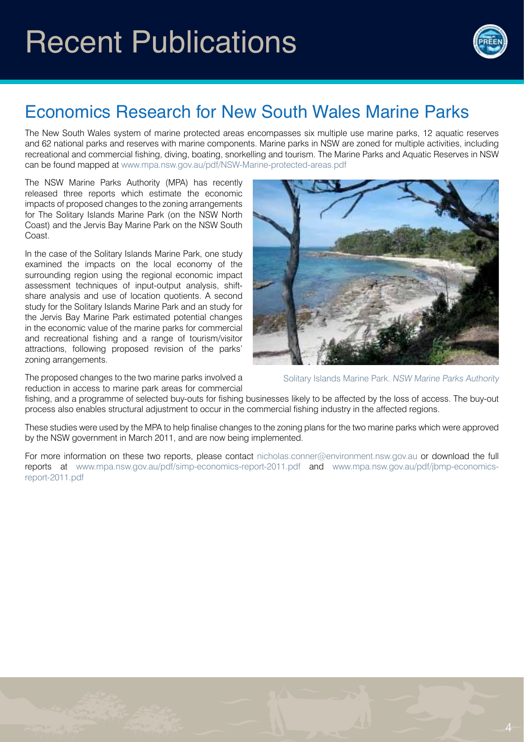# Recent Publications

## Economics Research for New South Wales Marine Parks

The New South Wales system of marine protected areas encompasses six multiple use marine parks, 12 aquatic reserves and 62 national parks and reserves with marine components. Marine parks in NSW are zoned for multiple activities, including recreational and commercial fishing, diving, boating, snorkelling and tourism. The Marine Parks and Aquatic Reserves in NSW can be found mapped at www.mpa.nsw.gov.au/pdf/NSW-Marine-protected-areas.pdf

The NSW Marine Parks Authority (MPA) has recently released three reports which estimate the economic impacts of proposed changes to the zoning arrangements for The Solitary Islands Marine Park (on the NSW North Coast) and the Jervis Bay Marine Park on the NSW South Coast.

In the case of the Solitary Islands Marine Park, one study examined the impacts on the local economy of the surrounding region using the regional economic impact assessment techniques of input-output analysis, shift-share analysis and use of location quotients. A second study for the Solitary Islands Marine Park and an study for the Jervis Bay Marine Park estimated potential changes in the economic value of the marine parks for commercial and recreational fishing and a range of tourism/visitor attractions, following proposed revision of the parks' zoning arrangements.

Solitary Islands Marine Park. *NSW Marine Parks Authority*

The proposed changes to the two marine parks involved a reduction in access to marine park areas for commercial fishing, and a programme of selected buy-outs for fishing businesses likely to be affected by the loss of access. The buy-out process also enables structural adjustment to occur in the commercial fishing industry in the affected regions.

These studies were used by the MPA to help finalise changes to the zoning plans for the two marine parks which were approved by the NSW government in March 2011, and are now being implemented.

For more information on these two reports, please contact nicholas.conner@environment.nsw.gov.au or download the full reports at www.mpa.nsw.gov.au/pdf/simp-economics-report-2011.pdf and www.mpa.nsw.gov.au/pdf/jbmp-economics-report-2011.pdf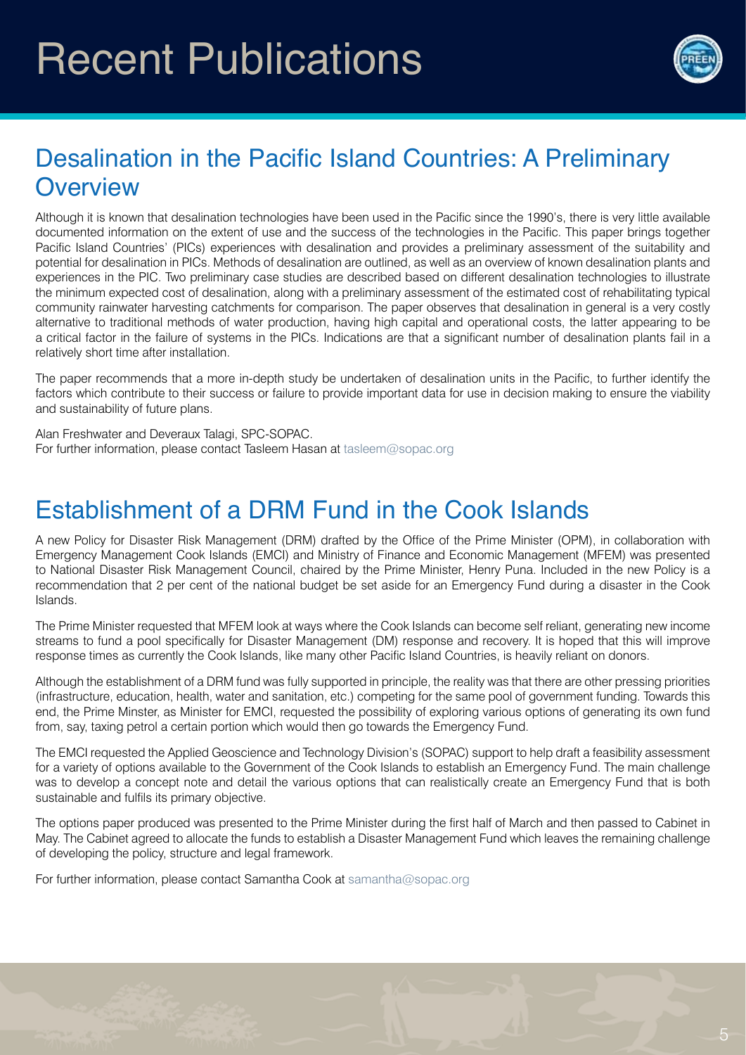# Recent Publications

## Desalination in the Pacific Island Countries: A Preliminary Overview

Although it is known that desalination technologies have been used in the Pacific since the 1990's, there is very little available documented information on the extent of use and the success of the technologies in the Pacific. This paper brings together Pacific Island Countries' (PICs) experiences with desalination and provides a preliminary assessment of the suitability and potential for desalination in PICs. Methods of desalination are outlined, as well as an overview of known desalination plants and experiences in the PIC. Two preliminary case studies are described based on different desalination technologies to illustrate the minimum expected cost of desalination, along with a preliminary assessment of the estimated cost of rehabilitating typical community rainwater harvesting catchments for comparison. The paper observes that desalination in general is a very costly alternative to traditional methods of water production, having high capital and operational costs, the latter appearing to be a critical factor in the failure of systems in the PICs. Indications are that a significant number of desalination plants fail in a relatively short time after installation.

The paper recommends that a more in-depth study be undertaken of desalination units in the Pacific, to further identify the factors which contribute to their success or failure to provide important data for use in decision making to ensure the viability and sustainability of future plans.

Alan Freshwater and Deveraux Talagi, SPC-SOPAC.
For further information, please contact Tasleem Hasan at tasleem@sopac.org

## Establishment of a DRM Fund in the Cook Islands

A new Policy for Disaster Risk Management (DRM) drafted by the Office of the Prime Minister (OPM), in collaboration with Emergency Management Cook Islands (EMCI) and Ministry of Finance and Economic Management (MFEM) was presented to National Disaster Risk Management Council, chaired by the Prime Minister, Henry Puna. Included in the new Policy is a recommendation that 2 per cent of the national budget be set aside for an Emergency Fund during a disaster in the Cook Islands.

The Prime Minister requested that MFEM look at ways where the Cook Islands can become self reliant, generating new income streams to fund a pool specifically for Disaster Management (DM) response and recovery. It is hoped that this will improve response times as currently the Cook Islands, like many other Pacific Island Countries, is heavily reliant on donors.

Although the establishment of a DRM fund was fully supported in principle, the reality was that there are other pressing priorities (infrastructure, education, health, water and sanitation, etc.) competing for the same pool of government funding. Towards this end, the Prime Minster, as Minister for EMCI, requested the possibility of exploring various options of generating its own fund from, say, taxing petrol a certain portion which would then go towards the Emergency Fund.

The EMCI requested the Applied Geoscience and Technology Division's (SOPAC) support to help draft a feasibility assessment for a variety of options available to the Government of the Cook Islands to establish an Emergency Fund. The main challenge was to develop a concept note and detail the various options that can realistically create an Emergency Fund that is both sustainable and fulfils its primary objective.

The options paper produced was presented to the Prime Minister during the first half of March and then passed to Cabinet in May. The Cabinet agreed to allocate the funds to establish a Disaster Management Fund which leaves the remaining challenge of developing the policy, structure and legal framework.

For further information, please contact Samantha Cook at samantha@sopac.org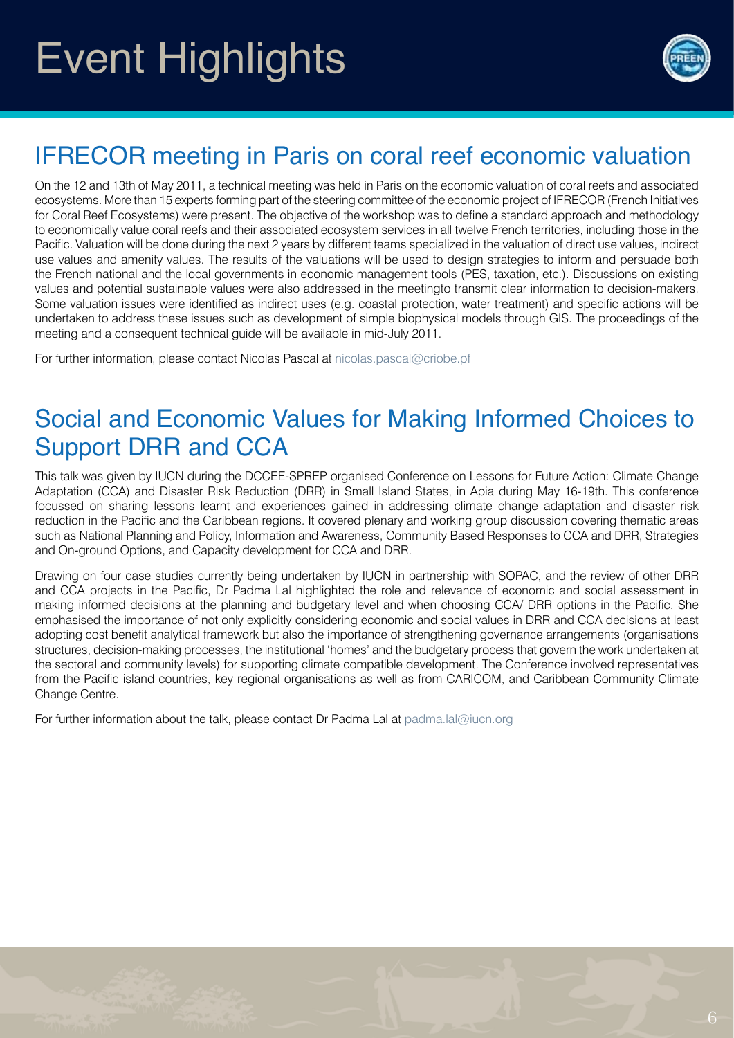# Event Highlights

## IFRECOR meeting in Paris on coral reef economic valuation

On the 12 and 13th of May 2011, a technical meeting was held in Paris on the economic valuation of coral reefs and associated ecosystems. More than 15 experts forming part of the steering committee of the economic project of IFRECOR (French Initiatives for Coral Reef Ecosystems) were present. The objective of the workshop was to define a standard approach and methodology to economically value coral reefs and their associated ecosystem services in all twelve French territories, including those in the Pacific. Valuation will be done during the next 2 years by different teams specialized in the valuation of direct use values, indirect use values and amenity values. The results of the valuations will be used to design strategies to inform and persuade both the French national and the local governments in economic management tools (PES, taxation, etc.). Discussions on existing values and potential sustainable values were also addressed in the meetingto transmit clear information to decision-makers. Some valuation issues were identified as indirect uses (e.g. coastal protection, water treatment) and specific actions will be undertaken to address these issues such as development of simple biophysical models through GIS. The proceedings of the meeting and a consequent technical guide will be available in mid-July 2011.

For further information, please contact Nicolas Pascal at nicolas.pascal@criobe.pf

## Social and Economic Values for Making Informed Choices to Support DRR and CCA

This talk was given by IUCN during the DCCEE-SPREP organised Conference on Lessons for Future Action: Climate Change Adaptation (CCA) and Disaster Risk Reduction (DRR) in Small Island States, in Apia during May 16-19th. This conference focussed on sharing lessons learnt and experiences gained in addressing climate change adaptation and disaster risk reduction in the Pacific and the Caribbean regions. It covered plenary and working group discussion covering thematic areas such as National Planning and Policy, Information and Awareness, Community Based Responses to CCA and DRR, Strategies and On-ground Options, and Capacity development for CCA and DRR.

Drawing on four case studies currently being undertaken by IUCN in partnership with SOPAC, and the review of other DRR and CCA projects in the Pacific, Dr Padma Lal highlighted the role and relevance of economic and social assessment in making informed decisions at the planning and budgetary level and when choosing CCA/ DRR options in the Pacific. She emphasised the importance of not only explicitly considering economic and social values in DRR and CCA decisions at least adopting cost benefit analytical framework but also the importance of strengthening governance arrangements (organisations structures, decision-making processes, the institutional 'homes' and the budgetary process that govern the work undertaken at the sectoral and community levels) for supporting climate compatible development. The Conference involved representatives from the Pacific island countries, key regional organisations as well as from CARICOM, and Caribbean Community Climate Change Centre.

For further information about the talk, please contact Dr Padma Lal at padma.lal@iucn.org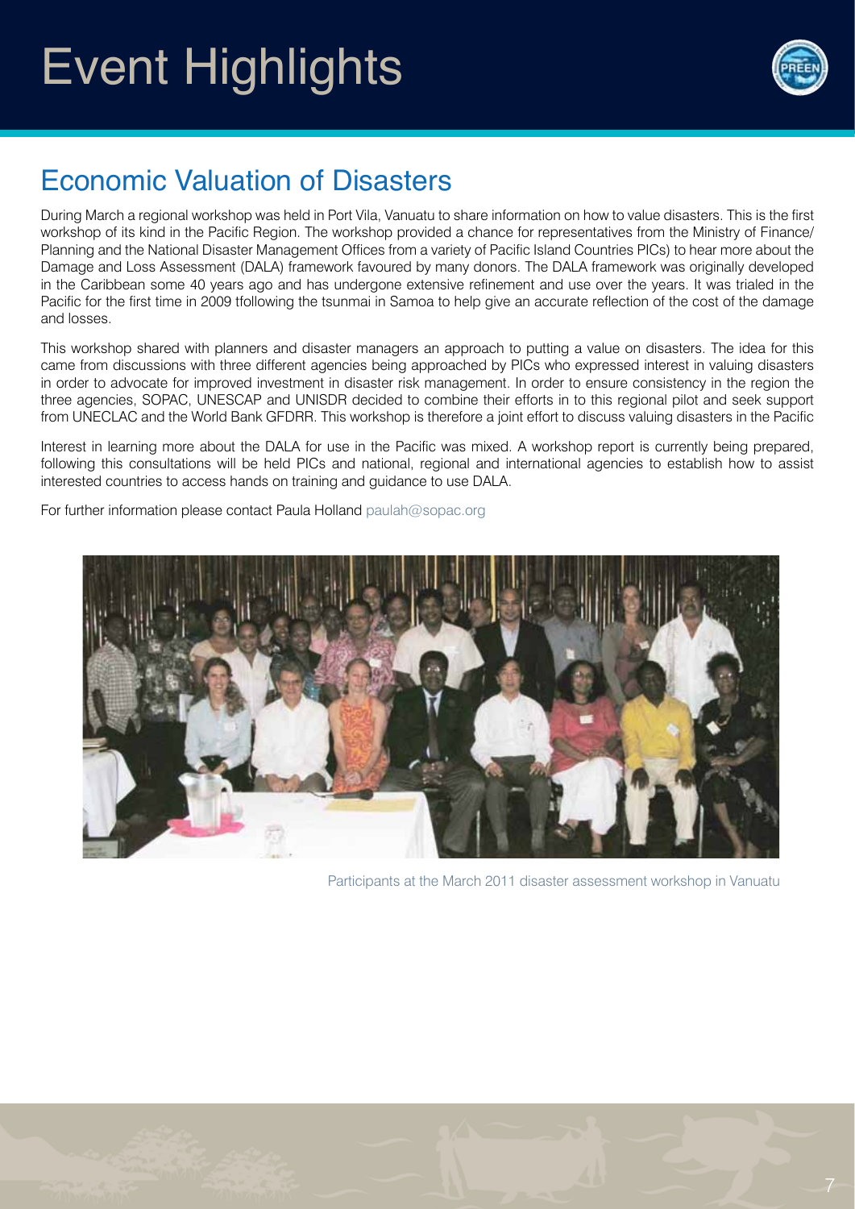# Event Highlights

## Economic Valuation of Disasters

During March a regional workshop was held in Port Vila, Vanuatu to share information on how to value disasters. This is the first workshop of its kind in the Pacific Region. The workshop provided a chance for representatives from the Ministry of Finance/ Planning and the National Disaster Management Offices from a variety of Pacific Island Countries PICs) to hear more about the Damage and Loss Assessment (DALA) framework favoured by many donors. The DALA framework was originally developed in the Caribbean some 40 years ago and has undergone extensive refinement and use over the years. It was trialed in the Pacific for the first time in 2009 tfollowing the tsunmai in Samoa to help give an accurate reflection of the cost of the damage and losses.

This workshop shared with planners and disaster managers an approach to putting a value on disasters. The idea for this came from discussions with three different agencies being approached by PICs who expressed interest in valuing disasters in order to advocate for improved investment in disaster risk management. In order to ensure consistency in the region the three agencies, SOPAC, UNESCAP and UNISDR decided to combine their efforts in to this regional pilot and seek support from UNECLAC and the World Bank GFDRR. This workshop is therefore a joint effort to discuss valuing disasters in the Pacific

Interest in learning more about the DALA for use in the Pacific was mixed. A workshop report is currently being prepared, following this consultations will be held PICs and national, regional and international agencies to establish how to assist interested countries to access hands on training and guidance to use DALA.

For further information please contact Paula Holland paulah@sopac.org

Participants at the March 2011 disaster assessment workshop in Vanuatu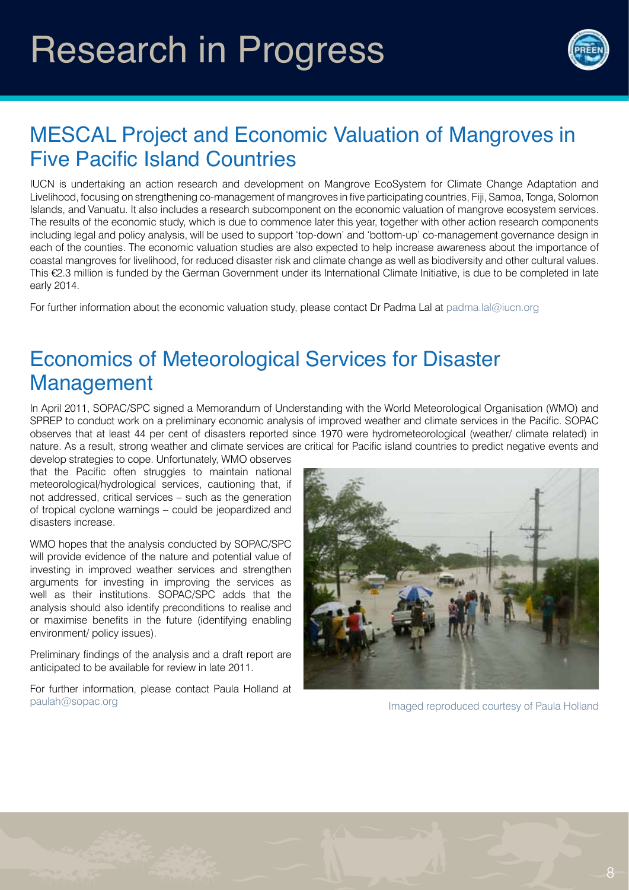# Research in Progress

## MESCAL Project and Economic Valuation of Mangroves in Five Pacific Island Countries

IUCN is undertaking an action research and development on Mangrove EcoSystem for Climate Change Adaptation and Livelihood, focusing on strengthening co-management of mangroves in five participating countries, Fiji, Samoa, Tonga, Solomon Islands, and Vanuatu. It also includes a research subcomponent on the economic valuation of mangrove ecosystem services. The results of the economic study, which is due to commence later this year, together with other action research components including legal and policy analysis, will be used to support 'top-down' and 'bottom-up' co-management governance design in each of the counties. The economic valuation studies are also expected to help increase awareness about the importance of coastal mangroves for livelihood, for reduced disaster risk and climate change as well as biodiversity and other cultural values. This €2.3 million is funded by the German Government under its International Climate Initiative, is due to be completed in late early 2014.

For further information about the economic valuation study, please contact Dr Padma Lal at padma.lal@iucn.org

## Economics of Meteorological Services for Disaster Management

In April 2011, SOPAC/SPC signed a Memorandum of Understanding with the World Meteorological Organisation (WMO) and SPREP to conduct work on a preliminary economic analysis of improved weather and climate services in the Pacific. SOPAC observes that at least 44 per cent of disasters reported since 1970 were hydrometeorological (weather/ climate related) in nature. As a result, strong weather and climate services are critical for Pacific island countries to predict negative events and develop strategies to cope. Unfortunately, WMO observes that the Pacific often struggles to maintain national meteorological/hydrological services, cautioning that, if not addressed, critical services – such as the generation of tropical cyclone warnings – could be jeopardized and disasters increase.

WMO hopes that the analysis conducted by SOPAC/SPC will provide evidence of the nature and potential value of investing in improved weather services and strengthen arguments for investing in improving the services as well as their institutions. SOPAC/SPC adds that the analysis should also identify preconditions to realise and or maximise benefits in the future (identifying enabling environment/ policy issues).

Preliminary findings of the analysis and a draft report are anticipated to be available for review in late 2011.

For further information, please contact Paula Holland at paulah@sopac.org

Imaged reproduced courtesy of Paula Holland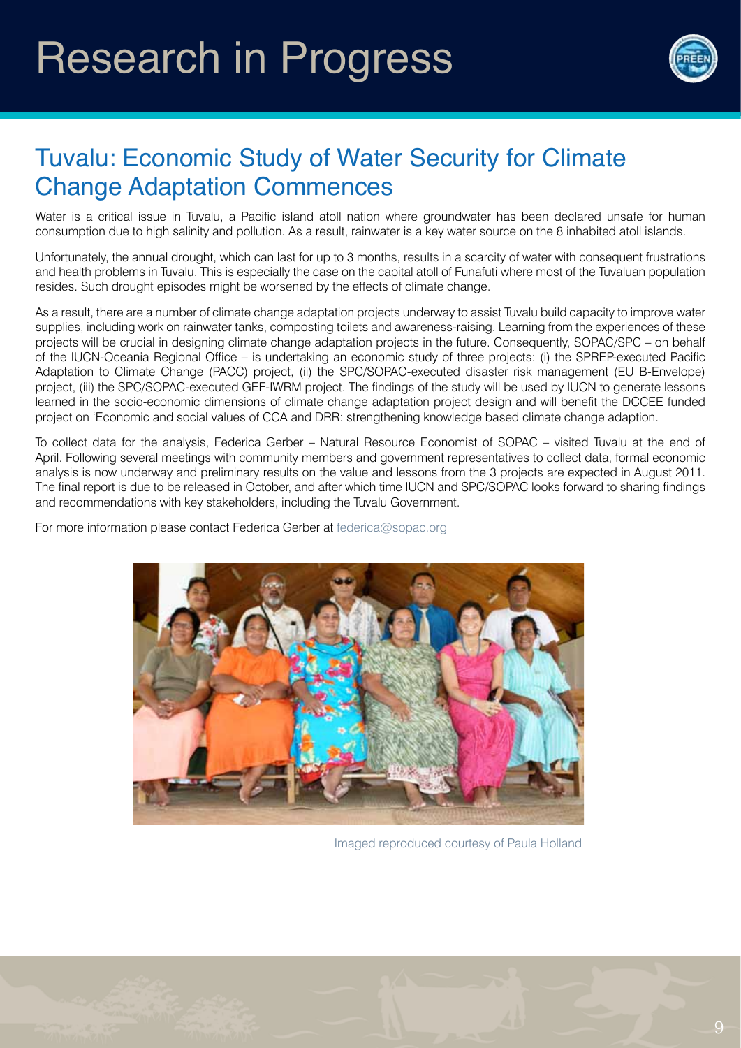# Research in Progress

## Tuvalu: Economic Study of Water Security for Climate Change Adaptation Commences

Water is a critical issue in Tuvalu, a Pacific island atoll nation where groundwater has been declared unsafe for human consumption due to high salinity and pollution. As a result, rainwater is a key water source on the 8 inhabited atoll islands.

Unfortunately, the annual drought, which can last for up to 3 months, results in a scarcity of water with consequent frustrations and health problems in Tuvalu. This is especially the case on the capital atoll of Funafuti where most of the Tuvaluan population resides. Such drought episodes might be worsened by the effects of climate change.

As a result, there are a number of climate change adaptation projects underway to assist Tuvalu build capacity to improve water supplies, including work on rainwater tanks, composting toilets and awareness-raising. Learning from the experiences of these projects will be crucial in designing climate change adaptation projects in the future. Consequently, SOPAC/SPC – on behalf of the IUCN-Oceania Regional Office – is undertaking an economic study of three projects: (i) the SPREP-executed Pacific Adaptation to Climate Change (PACC) project, (ii) the SPC/SOPAC-executed disaster risk management (EU B-Envelope) project, (iii) the SPC/SOPAC-executed GEF-IWRM project. The findings of the study will be used by IUCN to generate lessons learned in the socio-economic dimensions of climate change adaptation project design and will benefit the DCCEE funded project on 'Economic and social values of CCA and DRR: strengthening knowledge based climate change adaption.

To collect data for the analysis, Federica Gerber – Natural Resource Economist of SOPAC – visited Tuvalu at the end of April. Following several meetings with community members and government representatives to collect data, formal economic analysis is now underway and preliminary results on the value and lessons from the 3 projects are expected in August 2011. The final report is due to be released in October, and after which time IUCN and SPC/SOPAC looks forward to sharing findings and recommendations with key stakeholders, including the Tuvalu Government.

For more information please contact Federica Gerber at federica@sopac.org

Imaged reproduced courtesy of Paula Holland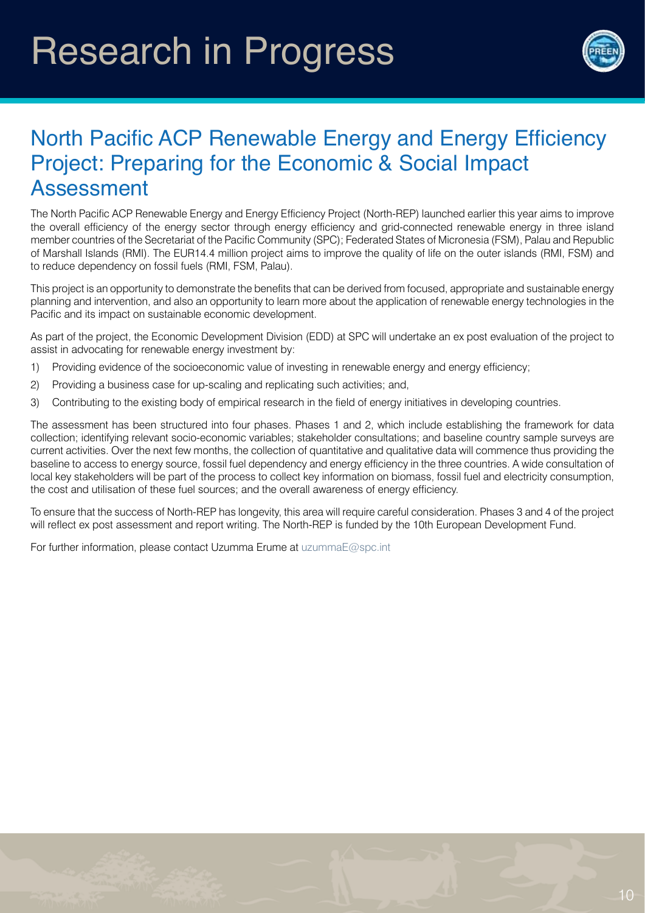# Research in Progress

## North Pacific ACP Renewable Energy and Energy Efficiency Project: Preparing for the Economic & Social Impact Assessment

The North Pacific ACP Renewable Energy and Energy Efficiency Project (North-REP) launched earlier this year aims to improve the overall efficiency of the energy sector through energy efficiency and grid-connected renewable energy in three island member countries of the Secretariat of the Pacific Community (SPC); Federated States of Micronesia (FSM), Palau and Republic of Marshall Islands (RMI). The EUR14.4 million project aims to improve the quality of life on the outer islands (RMI, FSM) and to reduce dependency on fossil fuels (RMI, FSM, Palau).

This project is an opportunity to demonstrate the benefits that can be derived from focused, appropriate and sustainable energy planning and intervention, and also an opportunity to learn more about the application of renewable energy technologies in the Pacific and its impact on sustainable economic development.

As part of the project, the Economic Development Division (EDD) at SPC will undertake an ex post evaluation of the project to assist in advocating for renewable energy investment by:

1) Providing evidence of the socioeconomic value of investing in renewable energy and energy efficiency;
2) Providing a business case for up-scaling and replicating such activities; and,
3) Contributing to the existing body of empirical research in the field of energy initiatives in developing countries.

The assessment has been structured into four phases. Phases 1 and 2, which include establishing the framework for data collection; identifying relevant socio-economic variables; stakeholder consultations; and baseline country sample surveys are current activities. Over the next few months, the collection of quantitative and qualitative data will commence thus providing the baseline to access to energy source, fossil fuel dependency and energy efficiency in the three countries. A wide consultation of local key stakeholders will be part of the process to collect key information on biomass, fossil fuel and electricity consumption, the cost and utilisation of these fuel sources; and the overall awareness of energy efficiency.

To ensure that the success of North-REP has longevity, this area will require careful consideration. Phases 3 and 4 of the project will reflect ex post assessment and report writing. The North-REP is funded by the 10th European Development Fund.

For further information, please contact Uzumma Erume at uzummaE@spc.int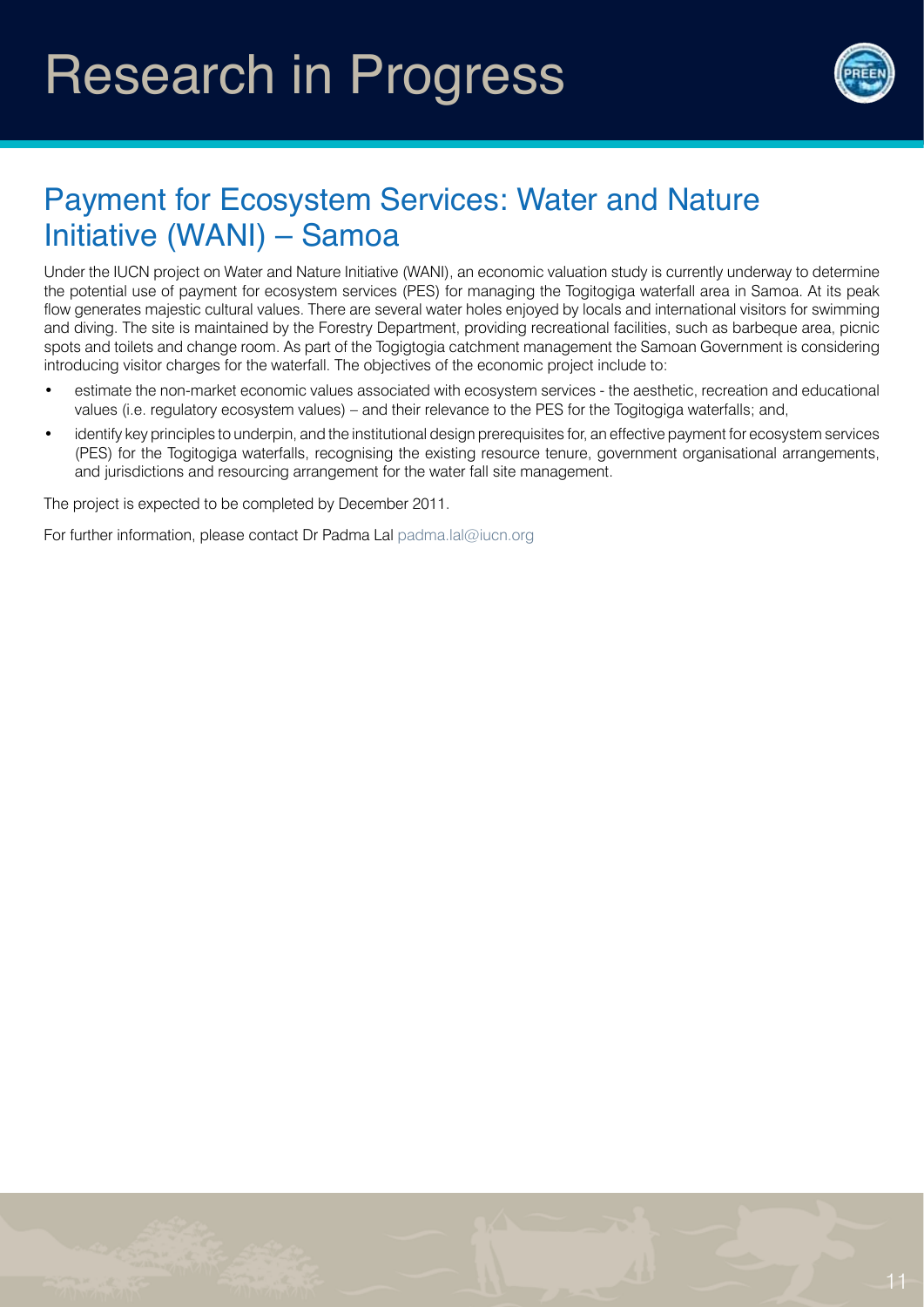# Research in Progress

## Payment for Ecosystem Services: Water and Nature Initiative (WANI) – Samoa

Under the IUCN project on Water and Nature Initiative (WANI), an economic valuation study is currently underway to determine the potential use of payment for ecosystem services (PES) for managing the Togitogiga waterfall area in Samoa. At its peak flow generates majestic cultural values. There are several water holes enjoyed by locals and international visitors for swimming and diving. The site is maintained by the Forestry Department, providing recreational facilities, such as barbeque area, picnic spots and toilets and change room. As part of the Togigtogia catchment management the Samoan Government is considering introducing visitor charges for the waterfall. The objectives of the economic project include to:

- estimate the non-market economic values associated with ecosystem services - the aesthetic, recreation and educational values (i.e. regulatory ecosystem values) – and their relevance to the PES for the Togitogiga waterfalls; and,
- identify key principles to underpin, and the institutional design prerequisites for, an effective payment for ecosystem services (PES) for the Togitogiga waterfalls, recognising the existing resource tenure, government organisational arrangements, and jurisdictions and resourcing arrangement for the water fall site management.

The project is expected to be completed by December 2011.

For further information, please contact Dr Padma Lal padma.lal@iucn.org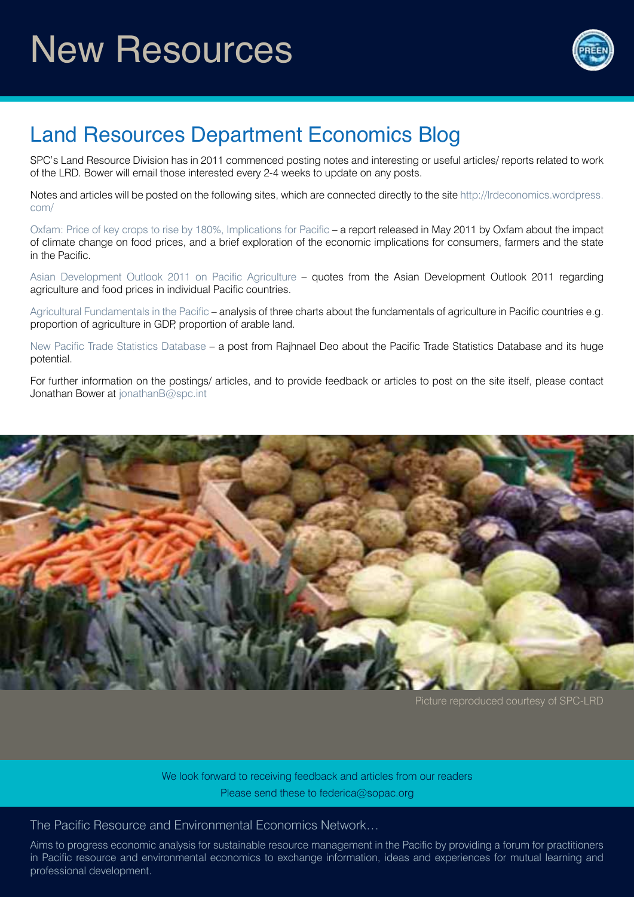# New Resources

## Land Resources Department Economics Blog

SPC's Land Resource Division has in 2011 commenced posting notes and interesting or useful articles/ reports related to work of the LRD. Bower will email those interested every 2-4 weeks to update on any posts.

Notes and articles will be posted on the following sites, which are connected directly to the site http://lrdeconomics.wordpress.com/

Oxfam: Price of key crops to rise by 180%, Implications for Pacific – a report released in May 2011 by Oxfam about the impact of climate change on food prices, and a brief exploration of the economic implications for consumers, farmers and the state in the Pacific.

Asian Development Outlook 2011 on Pacific Agriculture – quotes from the Asian Development Outlook 2011 regarding agriculture and food prices in individual Pacific countries.

Agricultural Fundamentals in the Pacific – analysis of three charts about the fundamentals of agriculture in Pacific countries e.g. proportion of agriculture in GDP, proportion of arable land.

New Pacific Trade Statistics Database – a post from Rajhnael Deo about the Pacific Trade Statistics Database and its huge potential.

For further information on the postings/ articles, and to provide feedback or articles to post on the site itself, please contact Jonathan Bower at jonathanB@spc.int

Picture reproduced courtesy of SPC-LRD

We look forward to receiving feedback and articles from our readers
Please send these to federica@sopac.org

The Pacific Resource and Environmental Economics Network…

Aims to progress economic analysis for sustainable resource management in the Pacific by providing a forum for practitioners in Pacific resource and environmental economics to exchange information, ideas and experiences for mutual learning and professional development.